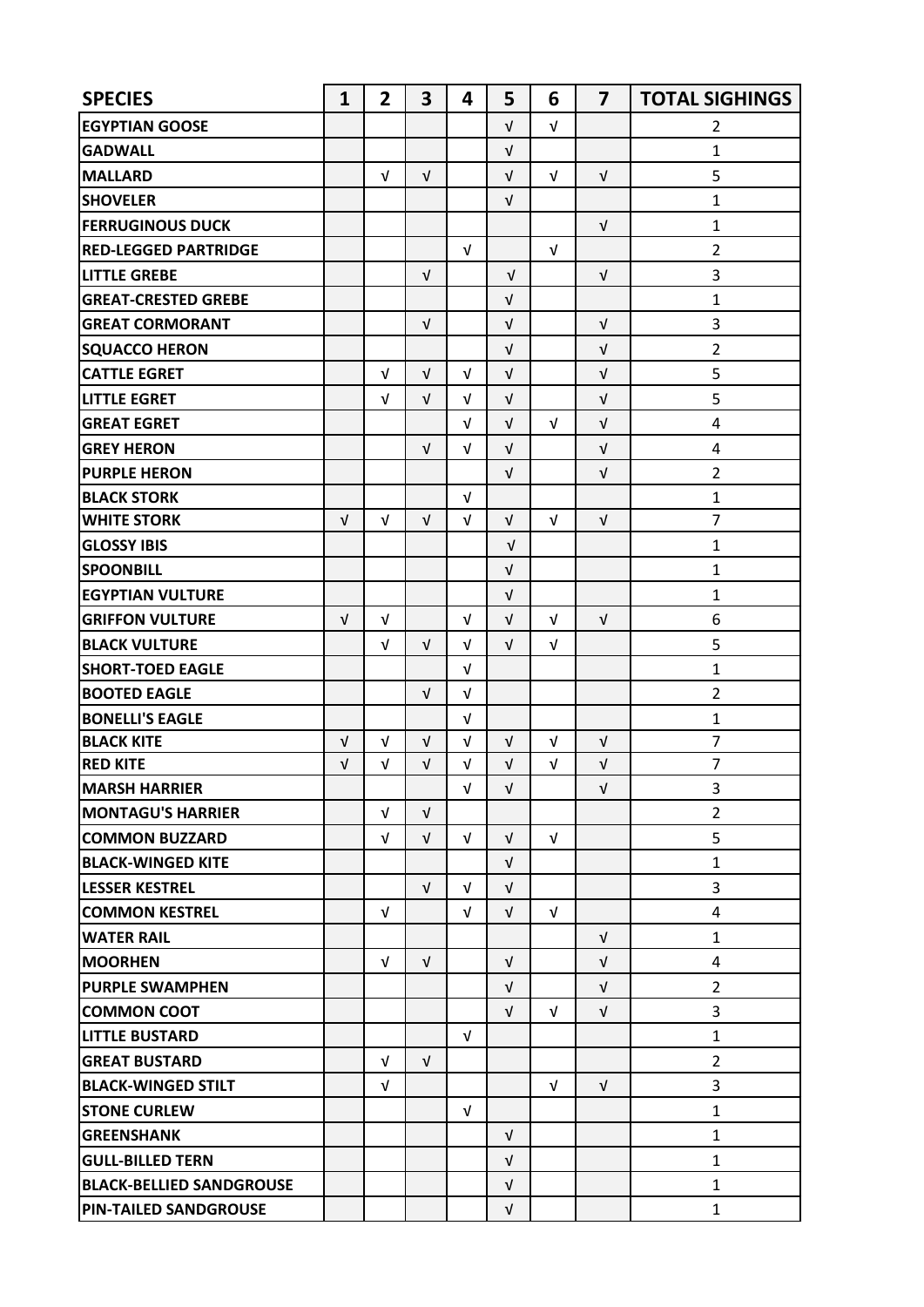| SPECIES | 1 | 2 | 3 | 4 | 5 | 6 | 7 | TOTAL SIGHTINGS |
|---|---|---|---|---|---|---|---|---|
| EGYPTIAN GOOSE | | | | | √ | √ | | 2 |
| GADWALL | | | | | √ | | | 1 |
| MALLARD | | √ | √ | | √ | √ | √ | 5 |
| SHOVELER | | | | | √ | | | 1 |
| FERRUGINOUS DUCK | | | | | | | √ | 1 |
| RED-LEGGED PARTRIDGE | | | | √ | | √ | | 2 |
| LITTLE GREBE | | | √ | | √ | | √ | 3 |
| GREAT-CRESTED GREBE | | | | | √ | | | 1 |
| GREAT CORMORANT | | | √ | | √ | | √ | 3 |
| SQUACCO HERON | | | | | √ | | √ | 2 |
| CATTLE EGRET | | √ | √ | √ | √ | | √ | 5 |
| LITTLE EGRET | | √ | √ | √ | √ | | √ | 5 |
| GREAT EGRET | | | | √ | √ | √ | √ | 4 |
| GREY HERON | | | √ | √ | √ | | √ | 4 |
| PURPLE HERON | | | | | √ | | √ | 2 |
| BLACK STORK | | | | √ | | | | 1 |
| WHITE STORK | √ | √ | √ | √ | √ | √ | √ | 7 |
| GLOSSY IBIS | | | | | √ | | | 1 |
| SPOONBILL | | | | | √ | | | 1 |
| EGYPTIAN VULTURE | | | | | √ | | | 1 |
| GRIFFON VULTURE | √ | √ | | √ | √ | √ | √ | 6 |
| BLACK VULTURE | | √ | √ | √ | √ | √ | | 5 |
| SHORT-TOED EAGLE | | | | √ | | | | 1 |
| BOOTED EAGLE | | | √ | √ | | | | 2 |
| BONELLI'S EAGLE | | | | √ | | | | 1 |
| BLACK KITE | √ | √ | √ | √ | √ | √ | √ | 7 |
| RED KITE | √ | √ | √ | √ | √ | √ | √ | 7 |
| MARSH HARRIER | | | | √ | √ | | √ | 3 |
| MONTAGU'S HARRIER | | √ | √ | | | | | 2 |
| COMMON BUZZARD | | √ | √ | √ | √ | √ | | 5 |
| BLACK-WINGED KITE | | | | | √ | | | 1 |
| LESSER KESTREL | | | √ | √ | √ | | | 3 |
| COMMON KESTREL | | √ | | √ | √ | √ | | 4 |
| WATER RAIL | | | | | | | √ | 1 |
| MOORHEN | | √ | √ | | √ | | √ | 4 |
| PURPLE SWAMPHEN | | | | | √ | | √ | 2 |
| COMMON COOT | | | | | √ | √ | √ | 3 |
| LITTLE BUSTARD | | | | √ | | | | 1 |
| GREAT BUSTARD | | √ | √ | | | | | 2 |
| BLACK-WINGED STILT | | √ | | | | √ | √ | 3 |
| STONE CURLEW | | | | √ | | | | 1 |
| GREENSHANK | | | | | √ | | | 1 |
| GULL-BILLED TERN | | | | | √ | | | 1 |
| BLACK-BELLIED SANDGROUSE | | | | | √ | | | 1 |
| PIN-TAILED SANDGROUSE | | | | | √ | | | 1 |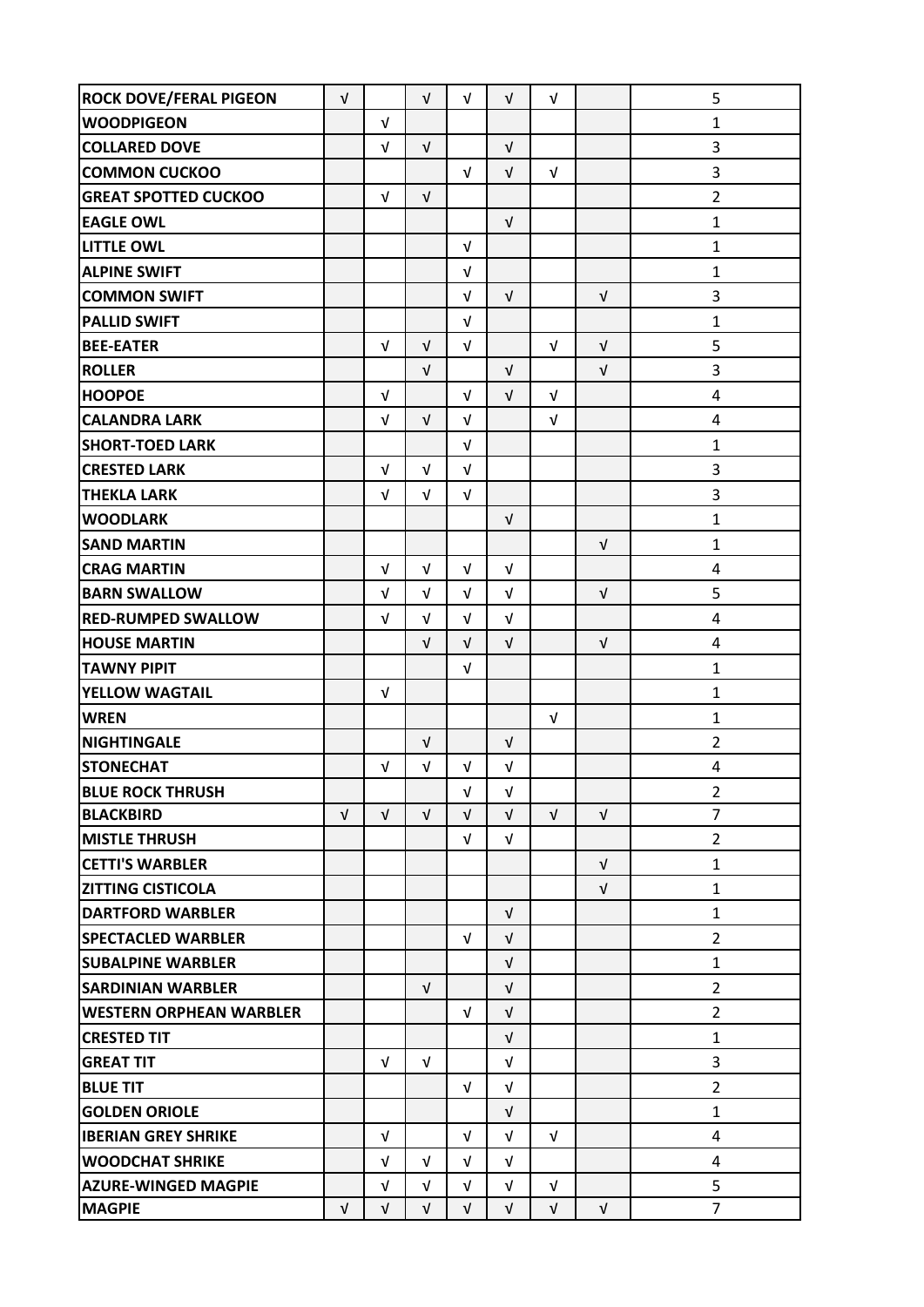| | | | | | | | | |
|---|---|---|---|---|---|---|---|---|
| **ROCK DOVE/FERAL PIGEON** | √ | | √ | √ | √ | √ | | 5 |
| **WOODPIGEON** | | √ | | | | | | 1 |
| **COLLARED DOVE** | | √ | √ | | √ | | | 3 |
| **COMMON CUCKOO** | | | | √ | √ | √ | | 3 |
| **GREAT SPOTTED CUCKOO** | | √ | √ | | | | | 2 |
| **EAGLE OWL** | | | | | √ | | | 1 |
| **LITTLE OWL** | | | | √ | | | | 1 |
| **ALPINE SWIFT** | | | | √ | | | | 1 |
| **COMMON SWIFT** | | | | √ | √ | | √ | 3 |
| **PALLID SWIFT** | | | | √ | | | | 1 |
| **BEE-EATER** | | √ | √ | √ | | √ | √ | 5 |
| **ROLLER** | | | √ | | √ | | √ | 3 |
| **HOOPOE** | | √ | | √ | √ | √ | | 4 |
| **CALANDRA LARK** | | √ | √ | √ | | √ | | 4 |
| **SHORT-TOED LARK** | | | | √ | | | | 1 |
| **CRESTED LARK** | | √ | √ | √ | | | | 3 |
| **THEKLA LARK** | | √ | √ | √ | | | | 3 |
| **WOODLARK** | | | | | √ | | | 1 |
| **SAND MARTIN** | | | | | | | √ | 1 |
| **CRAG MARTIN** | | √ | √ | √ | √ | | | 4 |
| **BARN SWALLOW** | | √ | √ | √ | √ | | √ | 5 |
| **RED-RUMPED SWALLOW** | | √ | √ | √ | √ | | | 4 |
| **HOUSE MARTIN** | | | √ | √ | √ | | √ | 4 |
| **TAWNY PIPIT** | | | | √ | | | | 1 |
| **YELLOW WAGTAIL** | | √ | | | | | | 1 |
| **WREN** | | | | | | √ | | 1 |
| **NIGHTINGALE** | | | √ | | √ | | | 2 |
| **STONECHAT** | | √ | √ | √ | √ | | | 4 |
| **BLUE ROCK THRUSH** | | | | √ | √ | | | 2 |
| **BLACKBIRD** | √ | √ | √ | √ | √ | √ | √ | 7 |
| **MISTLE THRUSH** | | | | √ | √ | | | 2 |
| **CETTI'S WARBLER** | | | | | | | √ | 1 |
| **ZITTING CISTICOLA** | | | | | | | √ | 1 |
| **DARTFORD WARBLER** | | | | | √ | | | 1 |
| **SPECTACLED WARBLER** | | | | √ | √ | | | 2 |
| **SUBALPINE WARBLER** | | | | | √ | | | 1 |
| **SARDINIAN WARBLER** | | | √ | | √ | | | 2 |
| **WESTERN ORPHEAN WARBLER** | | | | √ | √ | | | 2 |
| **CRESTED TIT** | | | | | √ | | | 1 |
| **GREAT TIT** | | √ | √ | | √ | | | 3 |
| **BLUE TIT** | | | | √ | √ | | | 2 |
| **GOLDEN ORIOLE** | | | | | √ | | | 1 |
| **IBERIAN GREY SHRIKE** | | √ | | √ | √ | √ | | 4 |
| **WOODCHAT SHRIKE** | | √ | √ | √ | √ | | | 4 |
| **AZURE-WINGED MAGPIE** | | √ | √ | √ | √ | √ | | 5 |
| **MAGPIE** | √ | √ | √ | √ | √ | √ | √ | 7 |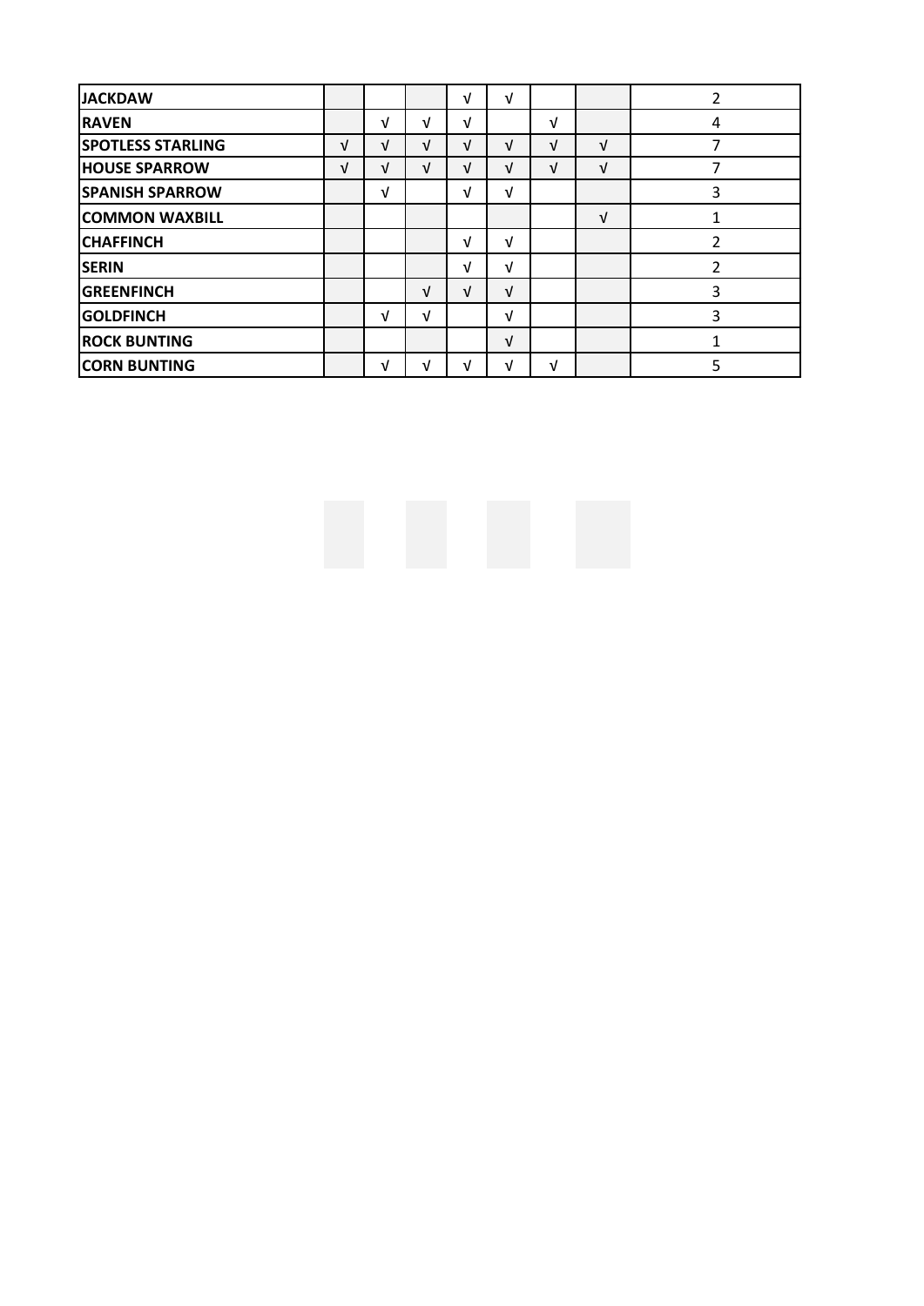| | | | | | | | | |
|---|---|---|---|---|---|---|---|---|
| **JACKDAW** | | | | √ | √ | | | 2 |
| **RAVEN** | | √ | √ | √ | | √ | | 4 |
| **SPOTLESS STARLING** | √ | √ | √ | √ | √ | √ | √ | 7 |
| **HOUSE SPARROW** | √ | √ | √ | √ | √ | √ | √ | 7 |
| **SPANISH SPARROW** | | √ | | √ | √ | | | 3 |
| **COMMON WAXBILL** | | | | | | | √ | 1 |
| **CHAFFINCH** | | | | √ | √ | | | 2 |
| **SERIN** | | | | √ | √ | | | 2 |
| **GREENFINCH** | | | √ | √ | √ | | | 3 |
| **GOLDFINCH** | | √ | √ | | √ | | | 3 |
| **ROCK BUNTING** | | | | | √ | | | 1 |
| **CORN BUNTING** | | √ | √ | √ | √ | √ | | 5 |